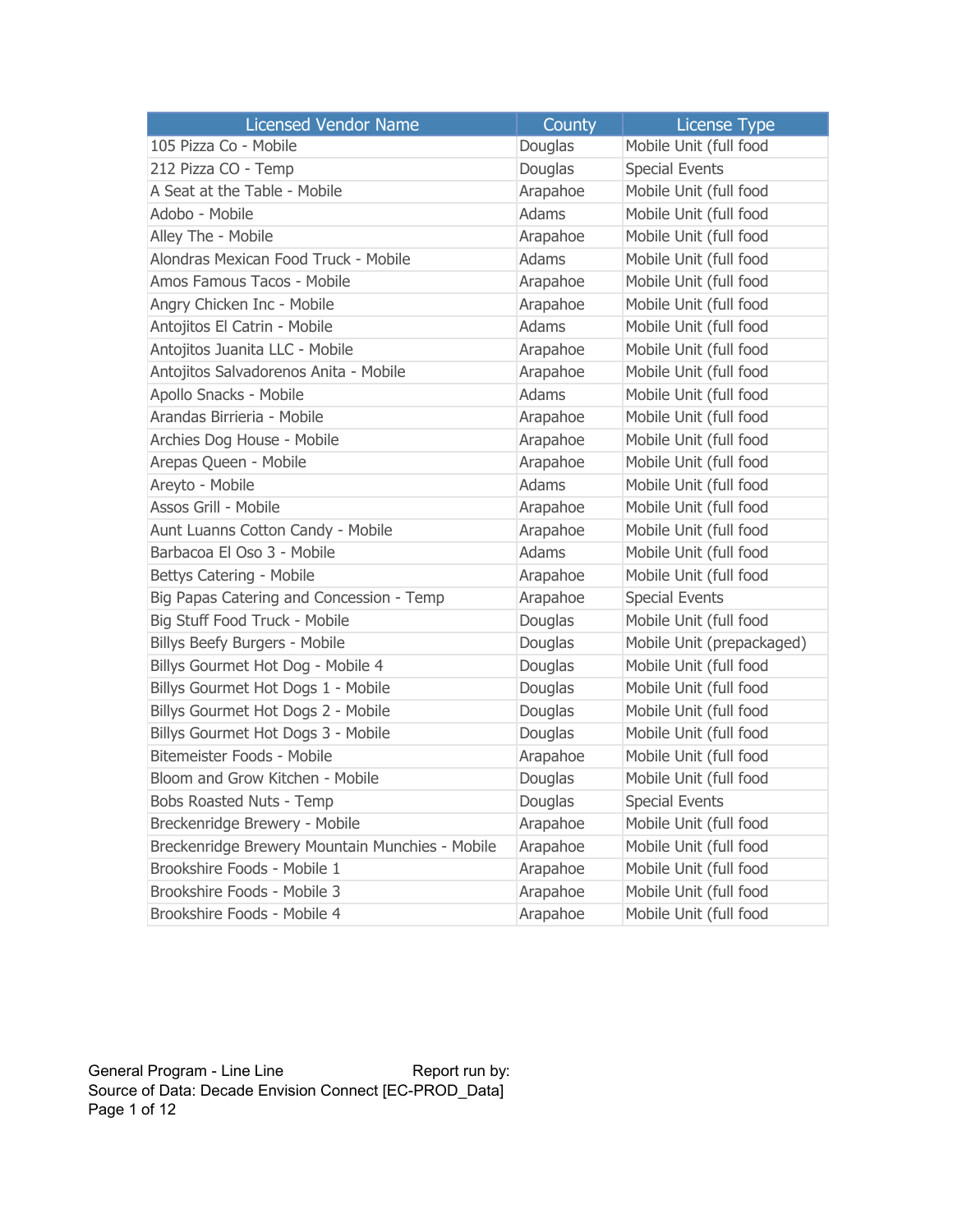| Licensed Vendor Name | County | License Type |
| --- | --- | --- |
| 105 Pizza Co - Mobile | Douglas | Mobile Unit (full food |
| 212 Pizza CO - Temp | Douglas | Special Events |
| A Seat at the Table - Mobile | Arapahoe | Mobile Unit (full food |
| Adobo - Mobile | Adams | Mobile Unit (full food |
| Alley The - Mobile | Arapahoe | Mobile Unit (full food |
| Alondras Mexican Food Truck - Mobile | Adams | Mobile Unit (full food |
| Amos Famous Tacos - Mobile | Arapahoe | Mobile Unit (full food |
| Angry Chicken Inc - Mobile | Arapahoe | Mobile Unit (full food |
| Antojitos El Catrin - Mobile | Adams | Mobile Unit (full food |
| Antojitos Juanita LLC - Mobile | Arapahoe | Mobile Unit (full food |
| Antojitos Salvadorenos Anita - Mobile | Arapahoe | Mobile Unit (full food |
| Apollo Snacks - Mobile | Adams | Mobile Unit (full food |
| Arandas Birrieria - Mobile | Arapahoe | Mobile Unit (full food |
| Archies Dog House - Mobile | Arapahoe | Mobile Unit (full food |
| Arepas Queen - Mobile | Arapahoe | Mobile Unit (full food |
| Areyto - Mobile | Adams | Mobile Unit (full food |
| Assos Grill - Mobile | Arapahoe | Mobile Unit (full food |
| Aunt Luanns Cotton Candy - Mobile | Arapahoe | Mobile Unit (full food |
| Barbacoa El Oso 3 - Mobile | Adams | Mobile Unit (full food |
| Bettys Catering - Mobile | Arapahoe | Mobile Unit (full food |
| Big Papas Catering and Concession - Temp | Arapahoe | Special Events |
| Big Stuff Food Truck - Mobile | Douglas | Mobile Unit (full food |
| Billys Beefy Burgers - Mobile | Douglas | Mobile Unit (prepackaged) |
| Billys Gourmet Hot Dog - Mobile 4 | Douglas | Mobile Unit (full food |
| Billys Gourmet Hot Dogs 1 - Mobile | Douglas | Mobile Unit (full food |
| Billys Gourmet Hot Dogs 2 - Mobile | Douglas | Mobile Unit (full food |
| Billys Gourmet Hot Dogs 3 - Mobile | Douglas | Mobile Unit (full food |
| Bitemeister Foods - Mobile | Arapahoe | Mobile Unit (full food |
| Bloom and Grow Kitchen - Mobile | Douglas | Mobile Unit (full food |
| Bobs Roasted Nuts - Temp | Douglas | Special Events |
| Breckenridge Brewery - Mobile | Arapahoe | Mobile Unit (full food |
| Breckenridge Brewery Mountain Munchies - Mobile | Arapahoe | Mobile Unit (full food |
| Brookshire Foods - Mobile 1 | Arapahoe | Mobile Unit (full food |
| Brookshire Foods - Mobile 3 | Arapahoe | Mobile Unit (full food |
| Brookshire Foods - Mobile 4 | Arapahoe | Mobile Unit (full food |

General Program - Line Line Report run by:
Source of Data: Decade Envision Connect [EC-PROD_Data]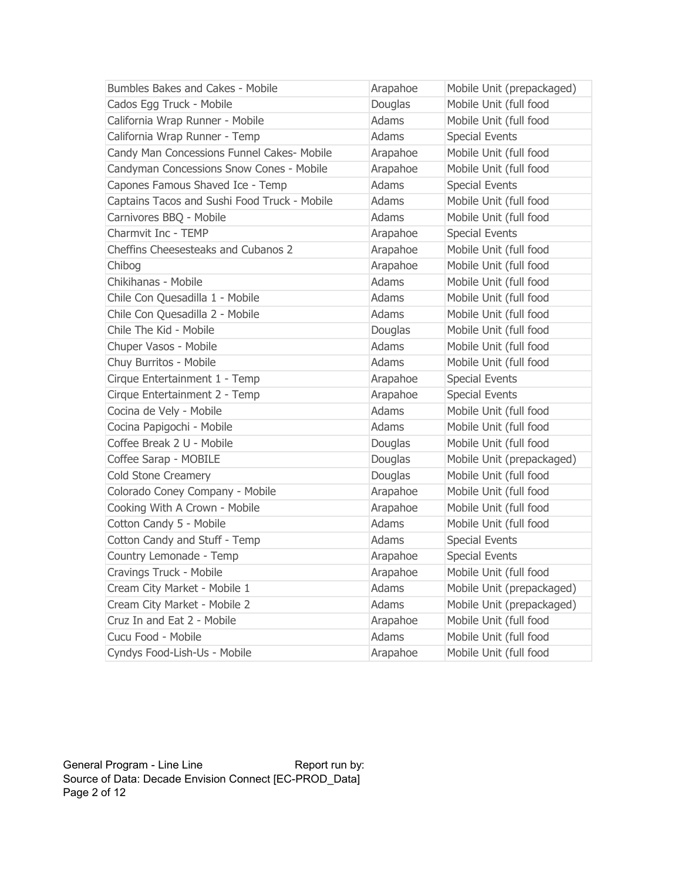| | | |
|---|---|---|
| Bumbles Bakes and Cakes - Mobile | Arapahoe | Mobile Unit (prepackaged) |
| Cados Egg Truck - Mobile | Douglas | Mobile Unit (full food |
| California Wrap Runner - Mobile | Adams | Mobile Unit (full food |
| California Wrap Runner - Temp | Adams | Special Events |
| Candy Man Concessions Funnel Cakes- Mobile | Arapahoe | Mobile Unit (full food |
| Candyman Concessions Snow Cones - Mobile | Arapahoe | Mobile Unit (full food |
| Capones Famous Shaved Ice - Temp | Adams | Special Events |
| Captains Tacos and Sushi Food Truck - Mobile | Adams | Mobile Unit (full food |
| Carnivores BBQ - Mobile | Adams | Mobile Unit (full food |
| Charmvit Inc - TEMP | Arapahoe | Special Events |
| Cheffins Cheesesteaks and Cubanos 2 | Arapahoe | Mobile Unit (full food |
| Chibog | Arapahoe | Mobile Unit (full food |
| Chikihanas - Mobile | Adams | Mobile Unit (full food |
| Chile Con Quesadilla 1 - Mobile | Adams | Mobile Unit (full food |
| Chile Con Quesadilla 2 - Mobile | Adams | Mobile Unit (full food |
| Chile The Kid - Mobile | Douglas | Mobile Unit (full food |
| Chuper Vasos - Mobile | Adams | Mobile Unit (full food |
| Chuy Burritos - Mobile | Adams | Mobile Unit (full food |
| Cirque Entertainment 1 - Temp | Arapahoe | Special Events |
| Cirque Entertainment 2 - Temp | Arapahoe | Special Events |
| Cocina de Vely - Mobile | Adams | Mobile Unit (full food |
| Cocina Papigochi - Mobile | Adams | Mobile Unit (full food |
| Coffee Break 2 U - Mobile | Douglas | Mobile Unit (full food |
| Coffee Sarap - MOBILE | Douglas | Mobile Unit (prepackaged) |
| Cold Stone Creamery | Douglas | Mobile Unit (full food |
| Colorado Coney Company - Mobile | Arapahoe | Mobile Unit (full food |
| Cooking With A Crown - Mobile | Arapahoe | Mobile Unit (full food |
| Cotton Candy 5 - Mobile | Adams | Mobile Unit (full food |
| Cotton Candy and Stuff - Temp | Adams | Special Events |
| Country Lemonade - Temp | Arapahoe | Special Events |
| Cravings Truck - Mobile | Arapahoe | Mobile Unit (full food |
| Cream City Market - Mobile 1 | Adams | Mobile Unit (prepackaged) |
| Cream City Market - Mobile 2 | Adams | Mobile Unit (prepackaged) |
| Cruz In and Eat 2 - Mobile | Arapahoe | Mobile Unit (full food |
| Cucu Food - Mobile | Adams | Mobile Unit (full food |
| Cyndys Food-Lish-Us - Mobile | Arapahoe | Mobile Unit (full food |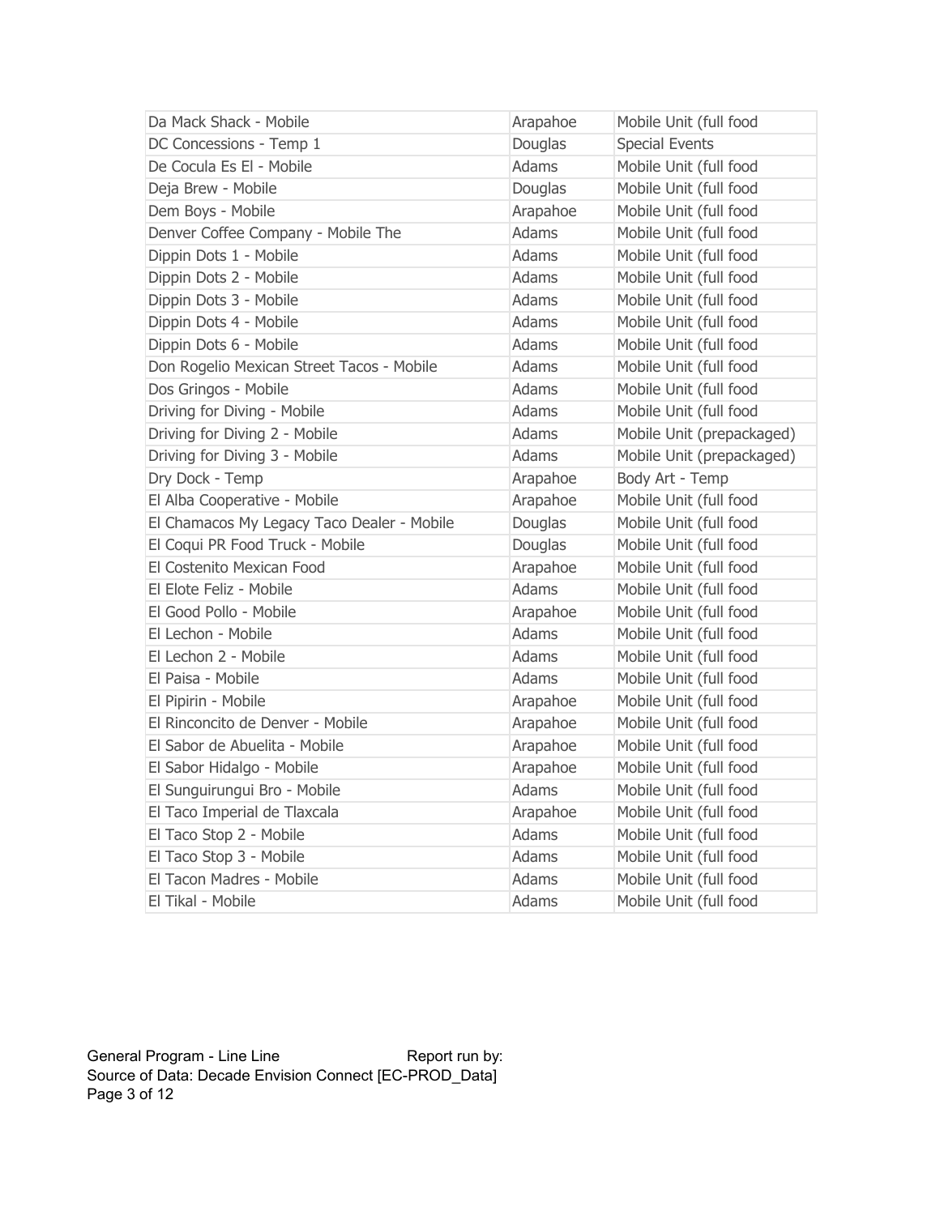| Da Mack Shack - Mobile | Arapahoe | Mobile Unit (full food |
|---|---|---|
| DC Concessions - Temp 1 | Douglas | Special Events |
| De Cocula Es El - Mobile | Adams | Mobile Unit (full food |
| Deja Brew - Mobile | Douglas | Mobile Unit (full food |
| Dem Boys - Mobile | Arapahoe | Mobile Unit (full food |
| Denver Coffee Company - Mobile The | Adams | Mobile Unit (full food |
| Dippin Dots 1 - Mobile | Adams | Mobile Unit (full food |
| Dippin Dots 2 - Mobile | Adams | Mobile Unit (full food |
| Dippin Dots 3 - Mobile | Adams | Mobile Unit (full food |
| Dippin Dots 4 - Mobile | Adams | Mobile Unit (full food |
| Dippin Dots 6 - Mobile | Adams | Mobile Unit (full food |
| Don Rogelio Mexican Street Tacos - Mobile | Adams | Mobile Unit (full food |
| Dos Gringos - Mobile | Adams | Mobile Unit (full food |
| Driving for Diving - Mobile | Adams | Mobile Unit (full food |
| Driving for Diving 2 - Mobile | Adams | Mobile Unit (prepackaged) |
| Driving for Diving 3 - Mobile | Adams | Mobile Unit (prepackaged) |
| Dry Dock - Temp | Arapahoe | Body Art - Temp |
| El Alba Cooperative - Mobile | Arapahoe | Mobile Unit (full food |
| El Chamacos My Legacy Taco Dealer - Mobile | Douglas | Mobile Unit (full food |
| El Coqui PR Food Truck - Mobile | Douglas | Mobile Unit (full food |
| El Costenito Mexican Food | Arapahoe | Mobile Unit (full food |
| El Elote Feliz - Mobile | Adams | Mobile Unit (full food |
| El Good Pollo - Mobile | Arapahoe | Mobile Unit (full food |
| El Lechon - Mobile | Adams | Mobile Unit (full food |
| El Lechon 2 - Mobile | Adams | Mobile Unit (full food |
| El Paisa - Mobile | Adams | Mobile Unit (full food |
| El Pipirin - Mobile | Arapahoe | Mobile Unit (full food |
| El Rinconcito de Denver - Mobile | Arapahoe | Mobile Unit (full food |
| El Sabor de Abuelita - Mobile | Arapahoe | Mobile Unit (full food |
| El Sabor Hidalgo - Mobile | Arapahoe | Mobile Unit (full food |
| El Sunguirungui Bro - Mobile | Adams | Mobile Unit (full food |
| El Taco Imperial de Tlaxcala | Arapahoe | Mobile Unit (full food |
| El Taco Stop 2 - Mobile | Adams | Mobile Unit (full food |
| El Taco Stop 3 - Mobile | Adams | Mobile Unit (full food |
| El Tacon Madres - Mobile | Adams | Mobile Unit (full food |
| El Tikal - Mobile | Adams | Mobile Unit (full food |

General Program - Line Line Report run by:
Source of Data: Decade Envision Connect [EC-PROD_Data]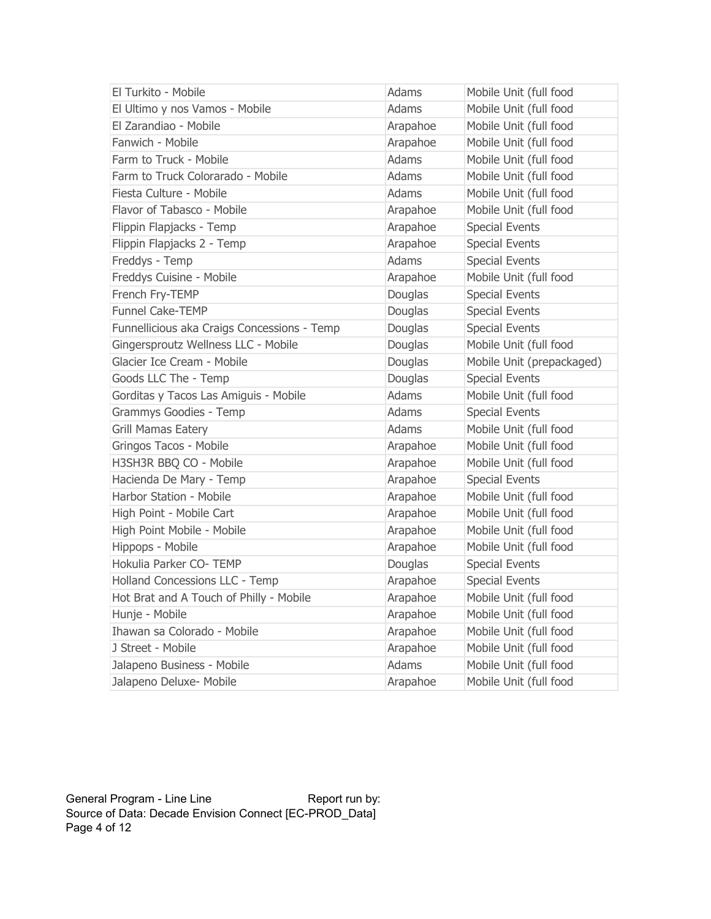| | | |
|---|---|---|
| El Turkito - Mobile | Adams | Mobile Unit (full food |
| El Ultimo y nos Vamos - Mobile | Adams | Mobile Unit (full food |
| El Zarandiao - Mobile | Arapahoe | Mobile Unit (full food |
| Fanwich - Mobile | Arapahoe | Mobile Unit (full food |
| Farm to Truck - Mobile | Adams | Mobile Unit (full food |
| Farm to Truck Colorarado - Mobile | Adams | Mobile Unit (full food |
| Fiesta Culture - Mobile | Adams | Mobile Unit (full food |
| Flavor of Tabasco - Mobile | Arapahoe | Mobile Unit (full food |
| Flippin Flapjacks - Temp | Arapahoe | Special Events |
| Flippin Flapjacks 2 - Temp | Arapahoe | Special Events |
| Freddys - Temp | Adams | Special Events |
| Freddys Cuisine - Mobile | Arapahoe | Mobile Unit (full food |
| French Fry-TEMP | Douglas | Special Events |
| Funnel Cake-TEMP | Douglas | Special Events |
| Funnellicious aka Craigs Concessions - Temp | Douglas | Special Events |
| Gingersproutz Wellness LLC - Mobile | Douglas | Mobile Unit (full food |
| Glacier Ice Cream - Mobile | Douglas | Mobile Unit (prepackaged) |
| Goods LLC The - Temp | Douglas | Special Events |
| Gorditas y Tacos Las Amiguis - Mobile | Adams | Mobile Unit (full food |
| Grammys Goodies - Temp | Adams | Special Events |
| Grill Mamas Eatery | Adams | Mobile Unit (full food |
| Gringos Tacos - Mobile | Arapahoe | Mobile Unit (full food |
| H3SH3R BBQ CO - Mobile | Arapahoe | Mobile Unit (full food |
| Hacienda De Mary - Temp | Arapahoe | Special Events |
| Harbor Station - Mobile | Arapahoe | Mobile Unit (full food |
| High Point - Mobile Cart | Arapahoe | Mobile Unit (full food |
| High Point Mobile - Mobile | Arapahoe | Mobile Unit (full food |
| Hippops - Mobile | Arapahoe | Mobile Unit (full food |
| Hokulia Parker CO- TEMP | Douglas | Special Events |
| Holland Concessions LLC - Temp | Arapahoe | Special Events |
| Hot Brat and A Touch of Philly - Mobile | Arapahoe | Mobile Unit (full food |
| Hunje - Mobile | Arapahoe | Mobile Unit (full food |
| Ihawan sa Colorado - Mobile | Arapahoe | Mobile Unit (full food |
| J Street - Mobile | Arapahoe | Mobile Unit (full food |
| Jalapeno Business - Mobile | Adams | Mobile Unit (full food |
| Jalapeno Deluxe- Mobile | Arapahoe | Mobile Unit (full food |

General Program - Line Line Report run by:
Source of Data: Decade Envision Connect [EC-PROD_Data]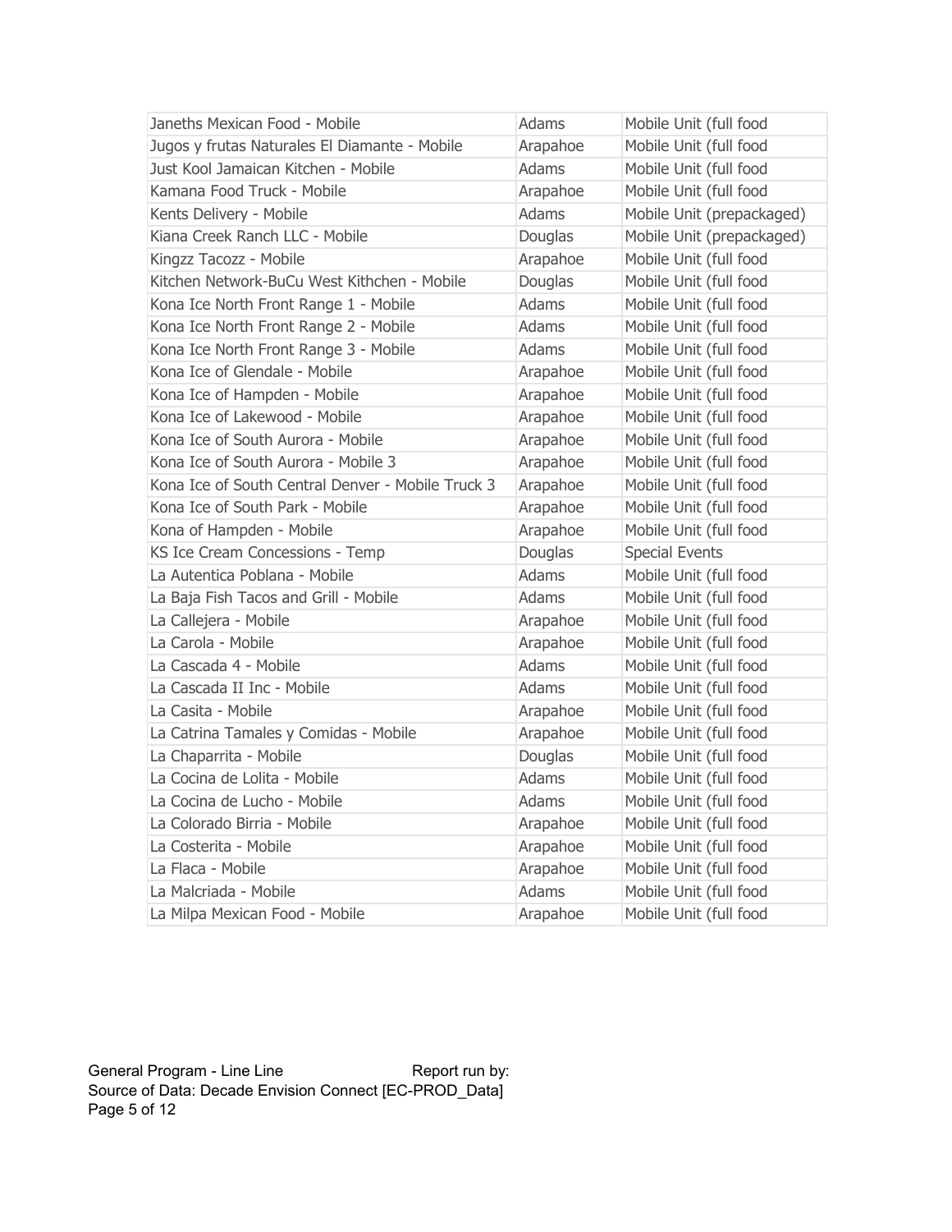| | | |
|---|---|---|
| Janeths Mexican Food - Mobile | Adams | Mobile Unit (full food |
| Jugos y frutas Naturales El Diamante - Mobile | Arapahoe | Mobile Unit (full food |
| Just Kool Jamaican Kitchen - Mobile | Adams | Mobile Unit (full food |
| Kamana Food Truck - Mobile | Arapahoe | Mobile Unit (full food |
| Kents Delivery - Mobile | Adams | Mobile Unit (prepackaged) |
| Kiana Creek Ranch LLC - Mobile | Douglas | Mobile Unit (prepackaged) |
| Kingzz Tacozz - Mobile | Arapahoe | Mobile Unit (full food |
| Kitchen Network-BuCu West Kithchen - Mobile | Douglas | Mobile Unit (full food |
| Kona Ice North Front Range 1 - Mobile | Adams | Mobile Unit (full food |
| Kona Ice North Front Range 2 - Mobile | Adams | Mobile Unit (full food |
| Kona Ice North Front Range 3 - Mobile | Adams | Mobile Unit (full food |
| Kona Ice of Glendale - Mobile | Arapahoe | Mobile Unit (full food |
| Kona Ice of Hampden - Mobile | Arapahoe | Mobile Unit (full food |
| Kona Ice of Lakewood - Mobile | Arapahoe | Mobile Unit (full food |
| Kona Ice of South Aurora - Mobile | Arapahoe | Mobile Unit (full food |
| Kona Ice of South Aurora - Mobile 3 | Arapahoe | Mobile Unit (full food |
| Kona Ice of South Central Denver - Mobile Truck 3 | Arapahoe | Mobile Unit (full food |
| Kona Ice of South Park - Mobile | Arapahoe | Mobile Unit (full food |
| Kona of Hampden - Mobile | Arapahoe | Mobile Unit (full food |
| KS Ice Cream Concessions - Temp | Douglas | Special Events |
| La Autentica Poblana - Mobile | Adams | Mobile Unit (full food |
| La Baja Fish Tacos and Grill - Mobile | Adams | Mobile Unit (full food |
| La Callejera - Mobile | Arapahoe | Mobile Unit (full food |
| La Carola - Mobile | Arapahoe | Mobile Unit (full food |
| La Cascada 4 - Mobile | Adams | Mobile Unit (full food |
| La Cascada II Inc - Mobile | Adams | Mobile Unit (full food |
| La Casita - Mobile | Arapahoe | Mobile Unit (full food |
| La Catrina Tamales y Comidas - Mobile | Arapahoe | Mobile Unit (full food |
| La Chaparrita - Mobile | Douglas | Mobile Unit (full food |
| La Cocina de Lolita - Mobile | Adams | Mobile Unit (full food |
| La Cocina de Lucho - Mobile | Adams | Mobile Unit (full food |
| La Colorado Birria - Mobile | Arapahoe | Mobile Unit (full food |
| La Costerita - Mobile | Arapahoe | Mobile Unit (full food |
| La Flaca - Mobile | Arapahoe | Mobile Unit (full food |
| La Malcriada - Mobile | Adams | Mobile Unit (full food |
| La Milpa Mexican Food - Mobile | Arapahoe | Mobile Unit (full food |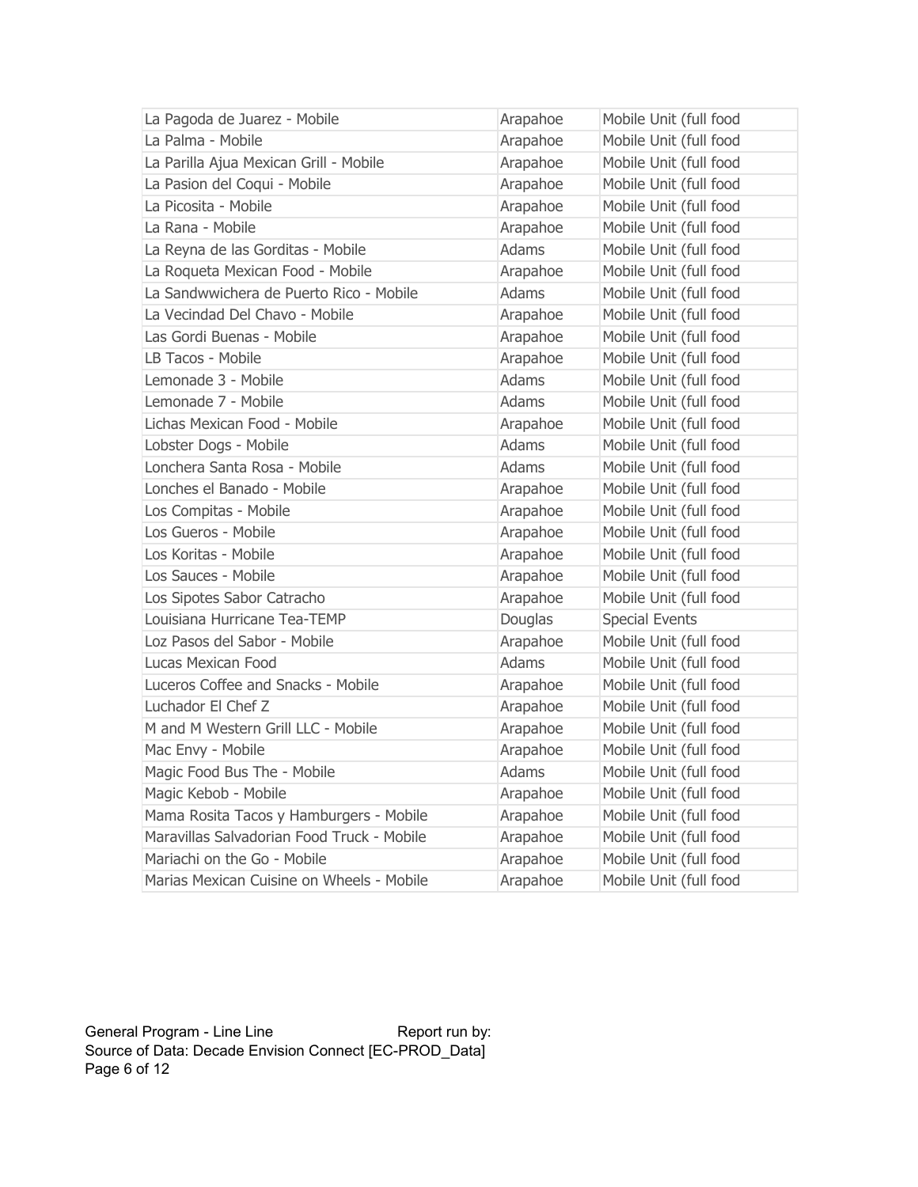| | | |
|---|---|---|
| La Pagoda de Juarez - Mobile | Arapahoe | Mobile Unit (full food |
| La Palma - Mobile | Arapahoe | Mobile Unit (full food |
| La Parilla Ajua Mexican Grill - Mobile | Arapahoe | Mobile Unit (full food |
| La Pasion del Coqui - Mobile | Arapahoe | Mobile Unit (full food |
| La Picosita - Mobile | Arapahoe | Mobile Unit (full food |
| La Rana - Mobile | Arapahoe | Mobile Unit (full food |
| La Reyna de las Gorditas - Mobile | Adams | Mobile Unit (full food |
| La Roqueta Mexican Food - Mobile | Arapahoe | Mobile Unit (full food |
| La Sandwwichera de Puerto Rico - Mobile | Adams | Mobile Unit (full food |
| La Vecindad Del Chavo - Mobile | Arapahoe | Mobile Unit (full food |
| Las Gordi Buenas - Mobile | Arapahoe | Mobile Unit (full food |
| LB Tacos - Mobile | Arapahoe | Mobile Unit (full food |
| Lemonade 3 - Mobile | Adams | Mobile Unit (full food |
| Lemonade 7 - Mobile | Adams | Mobile Unit (full food |
| Lichas Mexican Food - Mobile | Arapahoe | Mobile Unit (full food |
| Lobster Dogs - Mobile | Adams | Mobile Unit (full food |
| Lonchera Santa Rosa - Mobile | Adams | Mobile Unit (full food |
| Lonches el Banado - Mobile | Arapahoe | Mobile Unit (full food |
| Los Compitas - Mobile | Arapahoe | Mobile Unit (full food |
| Los Gueros - Mobile | Arapahoe | Mobile Unit (full food |
| Los Koritas - Mobile | Arapahoe | Mobile Unit (full food |
| Los Sauces - Mobile | Arapahoe | Mobile Unit (full food |
| Los Sipotes Sabor Catracho | Arapahoe | Mobile Unit (full food |
| Louisiana Hurricane Tea-TEMP | Douglas | Special Events |
| Loz Pasos del Sabor - Mobile | Arapahoe | Mobile Unit (full food |
| Lucas Mexican Food | Adams | Mobile Unit (full food |
| Luceros Coffee and Snacks - Mobile | Arapahoe | Mobile Unit (full food |
| Luchador El Chef Z | Arapahoe | Mobile Unit (full food |
| M and M Western Grill LLC - Mobile | Arapahoe | Mobile Unit (full food |
| Mac Envy - Mobile | Arapahoe | Mobile Unit (full food |
| Magic Food Bus The - Mobile | Adams | Mobile Unit (full food |
| Magic Kebob - Mobile | Arapahoe | Mobile Unit (full food |
| Mama Rosita Tacos y Hamburgers - Mobile | Arapahoe | Mobile Unit (full food |
| Maravillas Salvadorian Food Truck - Mobile | Arapahoe | Mobile Unit (full food |
| Mariachi on the Go - Mobile | Arapahoe | Mobile Unit (full food |
| Marias Mexican Cuisine on Wheels - Mobile | Arapahoe | Mobile Unit (full food |

General Program - Line Line Report run by:
Source of Data: Decade Envision Connect [EC-PROD_Data]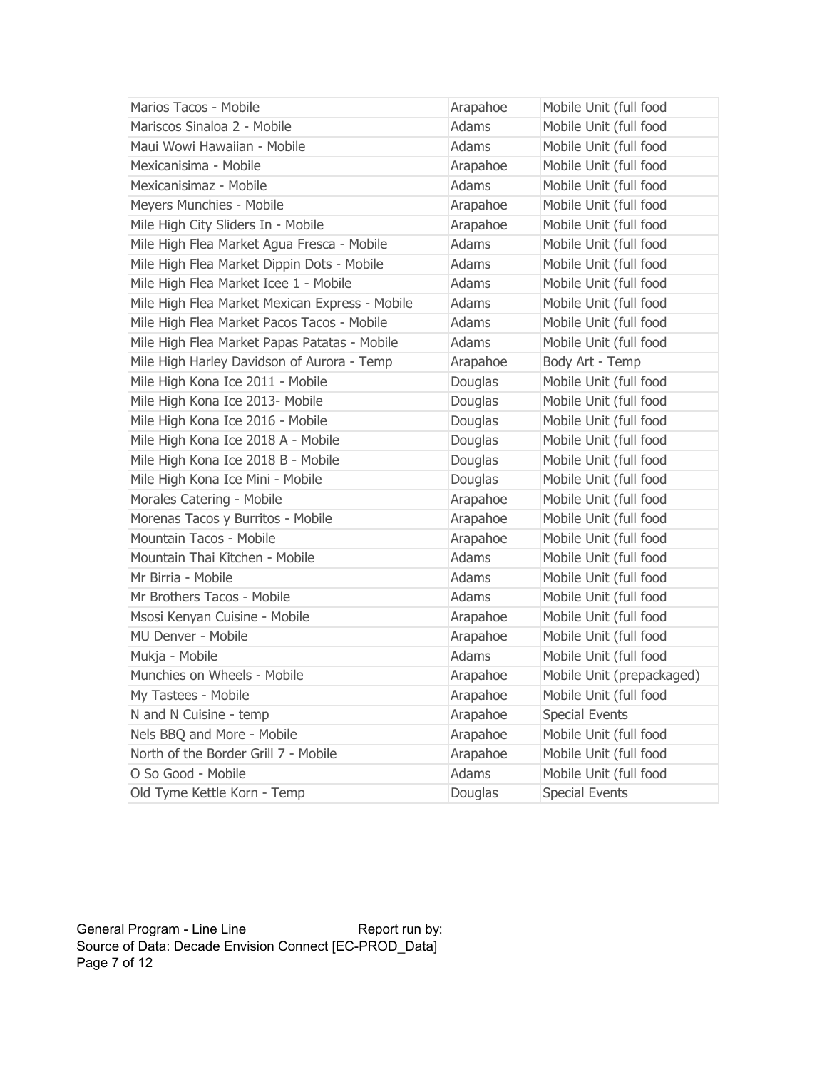| | | |
|---|---|---|
| Marios Tacos - Mobile | Arapahoe | Mobile Unit (full food |
| Mariscos Sinaloa 2 - Mobile | Adams | Mobile Unit (full food |
| Maui Wowi Hawaiian - Mobile | Adams | Mobile Unit (full food |
| Mexicanisima - Mobile | Arapahoe | Mobile Unit (full food |
| Mexicanisimaz - Mobile | Adams | Mobile Unit (full food |
| Meyers Munchies - Mobile | Arapahoe | Mobile Unit (full food |
| Mile High City Sliders In - Mobile | Arapahoe | Mobile Unit (full food |
| Mile High Flea Market Agua Fresca - Mobile | Adams | Mobile Unit (full food |
| Mile High Flea Market Dippin Dots - Mobile | Adams | Mobile Unit (full food |
| Mile High Flea Market Icee 1 - Mobile | Adams | Mobile Unit (full food |
| Mile High Flea Market Mexican Express - Mobile | Adams | Mobile Unit (full food |
| Mile High Flea Market Pacos Tacos - Mobile | Adams | Mobile Unit (full food |
| Mile High Flea Market Papas Patatas - Mobile | Adams | Mobile Unit (full food |
| Mile High Harley Davidson of Aurora - Temp | Arapahoe | Body Art - Temp |
| Mile High Kona Ice 2011 - Mobile | Douglas | Mobile Unit (full food |
| Mile High Kona Ice 2013- Mobile | Douglas | Mobile Unit (full food |
| Mile High Kona Ice 2016 - Mobile | Douglas | Mobile Unit (full food |
| Mile High Kona Ice 2018 A - Mobile | Douglas | Mobile Unit (full food |
| Mile High Kona Ice 2018 B - Mobile | Douglas | Mobile Unit (full food |
| Mile High Kona Ice Mini - Mobile | Douglas | Mobile Unit (full food |
| Morales Catering - Mobile | Arapahoe | Mobile Unit (full food |
| Morenas Tacos y Burritos - Mobile | Arapahoe | Mobile Unit (full food |
| Mountain Tacos - Mobile | Arapahoe | Mobile Unit (full food |
| Mountain Thai Kitchen - Mobile | Adams | Mobile Unit (full food |
| Mr Birria - Mobile | Adams | Mobile Unit (full food |
| Mr Brothers Tacos - Mobile | Adams | Mobile Unit (full food |
| Msosi Kenyan Cuisine - Mobile | Arapahoe | Mobile Unit (full food |
| MU Denver - Mobile | Arapahoe | Mobile Unit (full food |
| Mukja - Mobile | Adams | Mobile Unit (full food |
| Munchies on Wheels - Mobile | Arapahoe | Mobile Unit (prepackaged) |
| My Tastees - Mobile | Arapahoe | Mobile Unit (full food |
| N and N Cuisine - temp | Arapahoe | Special Events |
| Nels BBQ and More - Mobile | Arapahoe | Mobile Unit (full food |
| North of the Border Grill 7 - Mobile | Arapahoe | Mobile Unit (full food |
| O So Good - Mobile | Adams | Mobile Unit (full food |
| Old Tyme Kettle Korn - Temp | Douglas | Special Events |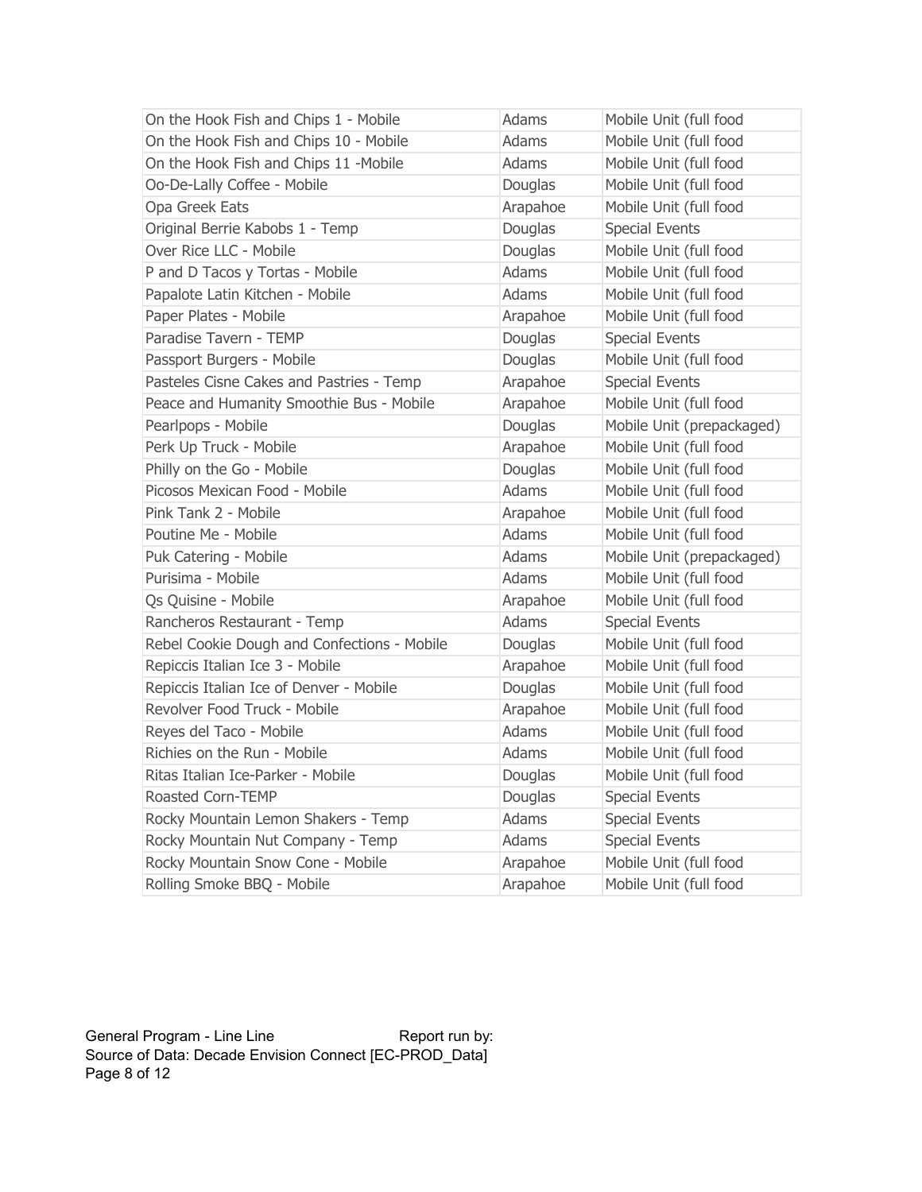| On the Hook Fish and Chips 1 - Mobile | Adams | Mobile Unit (full food |
| --- | --- | --- |
| On the Hook Fish and Chips 10 - Mobile | Adams | Mobile Unit (full food |
| On the Hook Fish and Chips 11 -Mobile | Adams | Mobile Unit (full food |
| Oo-De-Lally Coffee - Mobile | Douglas | Mobile Unit (full food |
| Opa Greek Eats | Arapahoe | Mobile Unit (full food |
| Original Berrie Kabobs 1 - Temp | Douglas | Special Events |
| Over Rice LLC - Mobile | Douglas | Mobile Unit (full food |
| P and D Tacos y Tortas - Mobile | Adams | Mobile Unit (full food |
| Papalote Latin Kitchen - Mobile | Adams | Mobile Unit (full food |
| Paper Plates - Mobile | Arapahoe | Mobile Unit (full food |
| Paradise Tavern - TEMP | Douglas | Special Events |
| Passport Burgers - Mobile | Douglas | Mobile Unit (full food |
| Pasteles Cisne Cakes and Pastries - Temp | Arapahoe | Special Events |
| Peace and Humanity Smoothie Bus - Mobile | Arapahoe | Mobile Unit (full food |
| Pearlpops - Mobile | Douglas | Mobile Unit (prepackaged) |
| Perk Up Truck - Mobile | Arapahoe | Mobile Unit (full food |
| Philly on the Go - Mobile | Douglas | Mobile Unit (full food |
| Picosos Mexican Food - Mobile | Adams | Mobile Unit (full food |
| Pink Tank 2 - Mobile | Arapahoe | Mobile Unit (full food |
| Poutine Me - Mobile | Adams | Mobile Unit (full food |
| Puk Catering - Mobile | Adams | Mobile Unit (prepackaged) |
| Purisima - Mobile | Adams | Mobile Unit (full food |
| Qs Quisine - Mobile | Arapahoe | Mobile Unit (full food |
| Rancheros Restaurant - Temp | Adams | Special Events |
| Rebel Cookie Dough and Confections - Mobile | Douglas | Mobile Unit (full food |
| Repiccis Italian Ice 3 - Mobile | Arapahoe | Mobile Unit (full food |
| Repiccis Italian Ice of Denver - Mobile | Douglas | Mobile Unit (full food |
| Revolver Food Truck - Mobile | Arapahoe | Mobile Unit (full food |
| Reyes del Taco - Mobile | Adams | Mobile Unit (full food |
| Richies on the Run - Mobile | Adams | Mobile Unit (full food |
| Ritas Italian Ice-Parker - Mobile | Douglas | Mobile Unit (full food |
| Roasted Corn-TEMP | Douglas | Special Events |
| Rocky Mountain Lemon Shakers - Temp | Adams | Special Events |
| Rocky Mountain Nut Company - Temp | Adams | Special Events |
| Rocky Mountain Snow Cone - Mobile | Arapahoe | Mobile Unit (full food |
| Rolling Smoke BBQ - Mobile | Arapahoe | Mobile Unit (full food |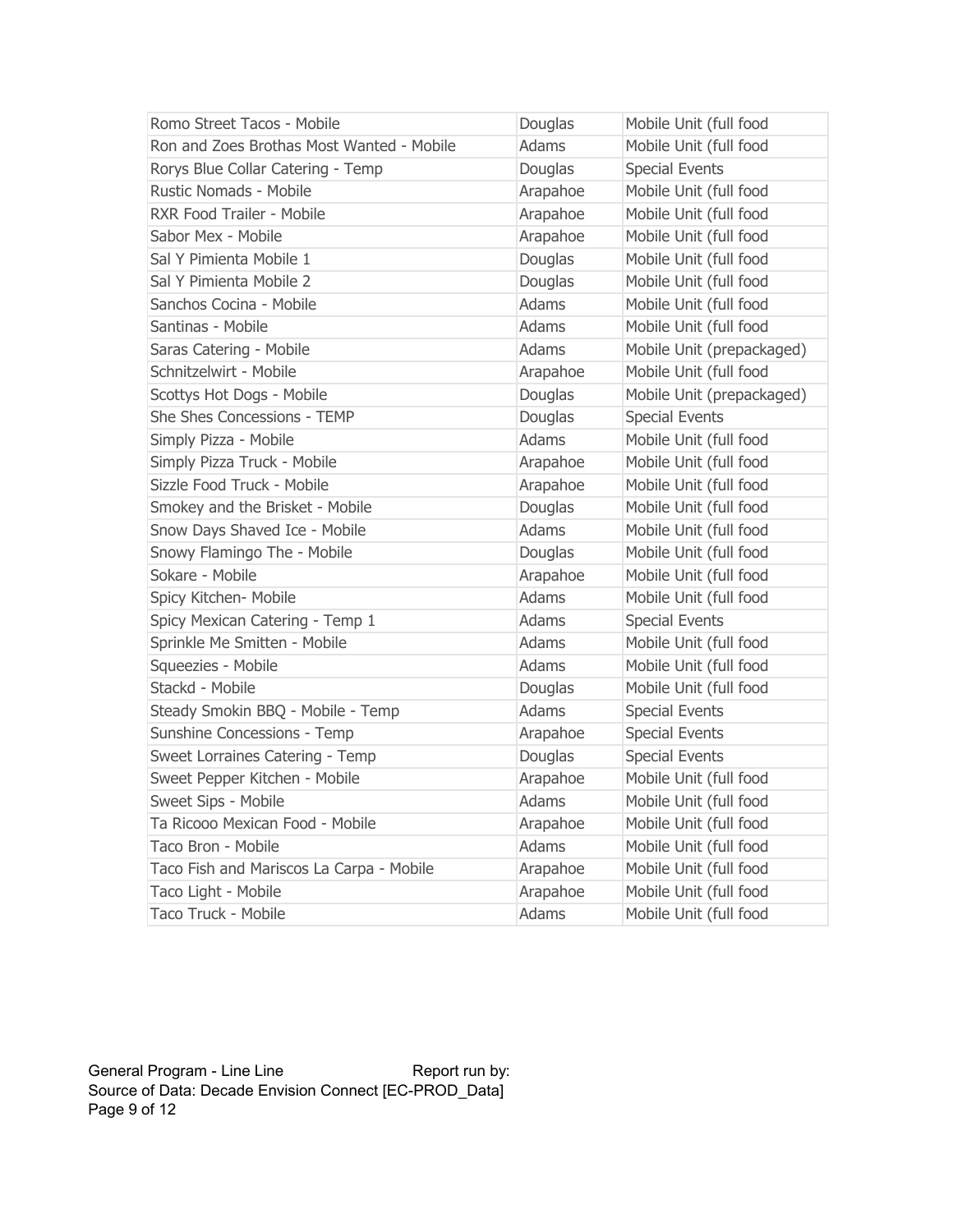| Romo Street Tacos - Mobile | Douglas | Mobile Unit (full food |
|---|---|---|
| Ron and Zoes Brothas Most Wanted - Mobile | Adams | Mobile Unit (full food |
| Rorys Blue Collar Catering - Temp | Douglas | Special Events |
| Rustic Nomads - Mobile | Arapahoe | Mobile Unit (full food |
| RXR Food Trailer - Mobile | Arapahoe | Mobile Unit (full food |
| Sabor Mex - Mobile | Arapahoe | Mobile Unit (full food |
| Sal Y Pimienta Mobile 1 | Douglas | Mobile Unit (full food |
| Sal Y Pimienta Mobile 2 | Douglas | Mobile Unit (full food |
| Sanchos Cocina - Mobile | Adams | Mobile Unit (full food |
| Santinas - Mobile | Adams | Mobile Unit (full food |
| Saras Catering - Mobile | Adams | Mobile Unit (prepackaged) |
| Schnitzelwirt - Mobile | Arapahoe | Mobile Unit (full food |
| Scottys Hot Dogs - Mobile | Douglas | Mobile Unit (prepackaged) |
| She Shes Concessions - TEMP | Douglas | Special Events |
| Simply Pizza - Mobile | Adams | Mobile Unit (full food |
| Simply Pizza Truck - Mobile | Arapahoe | Mobile Unit (full food |
| Sizzle Food Truck - Mobile | Arapahoe | Mobile Unit (full food |
| Smokey and the Brisket - Mobile | Douglas | Mobile Unit (full food |
| Snow Days Shaved Ice - Mobile | Adams | Mobile Unit (full food |
| Snowy Flamingo The - Mobile | Douglas | Mobile Unit (full food |
| Sokare - Mobile | Arapahoe | Mobile Unit (full food |
| Spicy Kitchen- Mobile | Adams | Mobile Unit (full food |
| Spicy Mexican Catering - Temp 1 | Adams | Special Events |
| Sprinkle Me Smitten - Mobile | Adams | Mobile Unit (full food |
| Squeezies - Mobile | Adams | Mobile Unit (full food |
| Stackd - Mobile | Douglas | Mobile Unit (full food |
| Steady Smokin BBQ - Mobile - Temp | Adams | Special Events |
| Sunshine Concessions - Temp | Arapahoe | Special Events |
| Sweet Lorraines Catering - Temp | Douglas | Special Events |
| Sweet Pepper Kitchen - Mobile | Arapahoe | Mobile Unit (full food |
| Sweet Sips - Mobile | Adams | Mobile Unit (full food |
| Ta Ricooo Mexican Food - Mobile | Arapahoe | Mobile Unit (full food |
| Taco Bron - Mobile | Adams | Mobile Unit (full food |
| Taco Fish and Mariscos La Carpa - Mobile | Arapahoe | Mobile Unit (full food |
| Taco Light - Mobile | Arapahoe | Mobile Unit (full food |
| Taco Truck - Mobile | Adams | Mobile Unit (full food |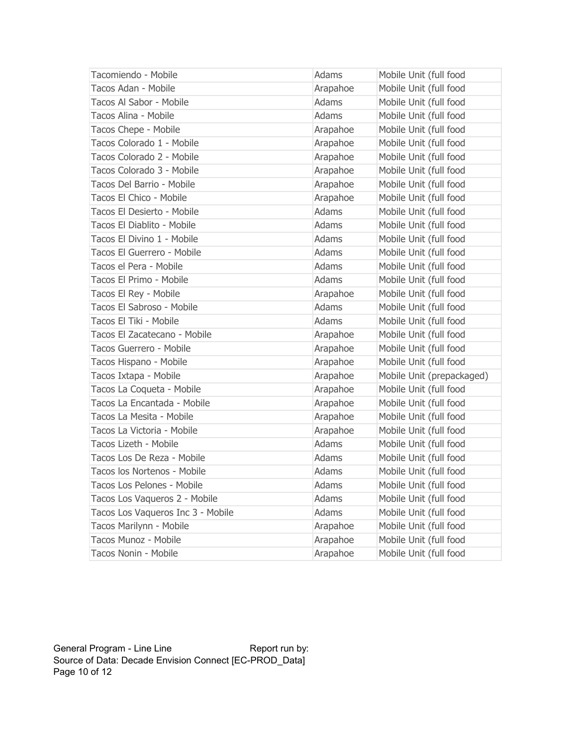| | | |
|---|---|---|
| Tacomiendo - Mobile | Adams | Mobile Unit (full food |
| Tacos Adan - Mobile | Arapahoe | Mobile Unit (full food |
| Tacos Al Sabor - Mobile | Adams | Mobile Unit (full food |
| Tacos Alina - Mobile | Adams | Mobile Unit (full food |
| Tacos Chepe - Mobile | Arapahoe | Mobile Unit (full food |
| Tacos Colorado 1 - Mobile | Arapahoe | Mobile Unit (full food |
| Tacos Colorado 2 - Mobile | Arapahoe | Mobile Unit (full food |
| Tacos Colorado 3 - Mobile | Arapahoe | Mobile Unit (full food |
| Tacos Del Barrio - Mobile | Arapahoe | Mobile Unit (full food |
| Tacos El Chico - Mobile | Arapahoe | Mobile Unit (full food |
| Tacos El Desierto - Mobile | Adams | Mobile Unit (full food |
| Tacos El Diablito - Mobile | Adams | Mobile Unit (full food |
| Tacos El Divino 1 - Mobile | Adams | Mobile Unit (full food |
| Tacos El Guerrero - Mobile | Adams | Mobile Unit (full food |
| Tacos el Pera - Mobile | Adams | Mobile Unit (full food |
| Tacos El Primo - Mobile | Adams | Mobile Unit (full food |
| Tacos El Rey - Mobile | Arapahoe | Mobile Unit (full food |
| Tacos El Sabroso - Mobile | Adams | Mobile Unit (full food |
| Tacos El Tiki - Mobile | Adams | Mobile Unit (full food |
| Tacos El Zacatecano - Mobile | Arapahoe | Mobile Unit (full food |
| Tacos Guerrero - Mobile | Arapahoe | Mobile Unit (full food |
| Tacos Hispano - Mobile | Arapahoe | Mobile Unit (full food |
| Tacos Ixtapa - Mobile | Arapahoe | Mobile Unit (prepackaged) |
| Tacos La Coqueta - Mobile | Arapahoe | Mobile Unit (full food |
| Tacos La Encantada - Mobile | Arapahoe | Mobile Unit (full food |
| Tacos La Mesita - Mobile | Arapahoe | Mobile Unit (full food |
| Tacos La Victoria - Mobile | Arapahoe | Mobile Unit (full food |
| Tacos Lizeth - Mobile | Adams | Mobile Unit (full food |
| Tacos Los De Reza - Mobile | Adams | Mobile Unit (full food |
| Tacos los Nortenos - Mobile | Adams | Mobile Unit (full food |
| Tacos Los Pelones - Mobile | Adams | Mobile Unit (full food |
| Tacos Los Vaqueros 2 - Mobile | Adams | Mobile Unit (full food |
| Tacos Los Vaqueros Inc 3 - Mobile | Adams | Mobile Unit (full food |
| Tacos Marilynn - Mobile | Arapahoe | Mobile Unit (full food |
| Tacos Munoz - Mobile | Arapahoe | Mobile Unit (full food |
| Tacos Nonin - Mobile | Arapahoe | Mobile Unit (full food |

General Program - Line Line Report run by:
Source of Data: Decade Envision Connect [EC-PROD_Data]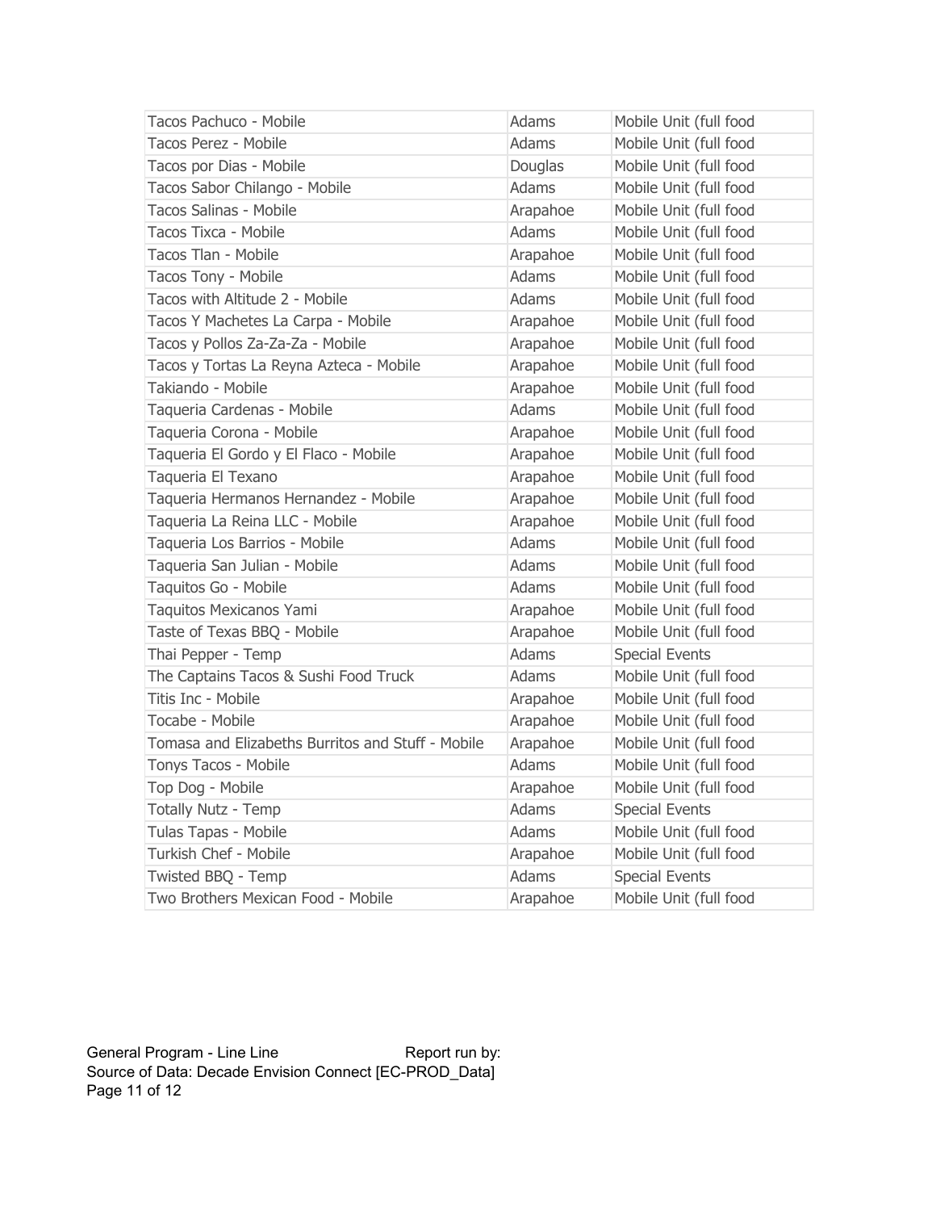| | | |
|---|---|---|
| Tacos Pachuco - Mobile | Adams | Mobile Unit (full food |
| Tacos Perez - Mobile | Adams | Mobile Unit (full food |
| Tacos por Dias - Mobile | Douglas | Mobile Unit (full food |
| Tacos Sabor Chilango - Mobile | Adams | Mobile Unit (full food |
| Tacos Salinas - Mobile | Arapahoe | Mobile Unit (full food |
| Tacos Tixca - Mobile | Adams | Mobile Unit (full food |
| Tacos Tlan - Mobile | Arapahoe | Mobile Unit (full food |
| Tacos Tony - Mobile | Adams | Mobile Unit (full food |
| Tacos with Altitude 2 - Mobile | Adams | Mobile Unit (full food |
| Tacos Y Machetes La Carpa - Mobile | Arapahoe | Mobile Unit (full food |
| Tacos y Pollos Za-Za-Za - Mobile | Arapahoe | Mobile Unit (full food |
| Tacos y Tortas La Reyna Azteca - Mobile | Arapahoe | Mobile Unit (full food |
| Takiando - Mobile | Arapahoe | Mobile Unit (full food |
| Taqueria Cardenas - Mobile | Adams | Mobile Unit (full food |
| Taqueria Corona - Mobile | Arapahoe | Mobile Unit (full food |
| Taqueria El Gordo y El Flaco - Mobile | Arapahoe | Mobile Unit (full food |
| Taqueria El Texano | Arapahoe | Mobile Unit (full food |
| Taqueria Hermanos Hernandez - Mobile | Arapahoe | Mobile Unit (full food |
| Taqueria La Reina LLC - Mobile | Arapahoe | Mobile Unit (full food |
| Taqueria Los Barrios - Mobile | Adams | Mobile Unit (full food |
| Taqueria San Julian - Mobile | Adams | Mobile Unit (full food |
| Taquitos Go - Mobile | Adams | Mobile Unit (full food |
| Taquitos Mexicanos Yami | Arapahoe | Mobile Unit (full food |
| Taste of Texas BBQ - Mobile | Arapahoe | Mobile Unit (full food |
| Thai Pepper - Temp | Adams | Special Events |
| The Captains Tacos & Sushi Food Truck | Adams | Mobile Unit (full food |
| Titis Inc - Mobile | Arapahoe | Mobile Unit (full food |
| Tocabe - Mobile | Arapahoe | Mobile Unit (full food |
| Tomasa and Elizabeths Burritos and Stuff - Mobile | Arapahoe | Mobile Unit (full food |
| Tonys Tacos - Mobile | Adams | Mobile Unit (full food |
| Top Dog - Mobile | Arapahoe | Mobile Unit (full food |
| Totally Nutz - Temp | Adams | Special Events |
| Tulas Tapas - Mobile | Adams | Mobile Unit (full food |
| Turkish Chef - Mobile | Arapahoe | Mobile Unit (full food |
| Twisted BBQ - Temp | Adams | Special Events |
| Two Brothers Mexican Food - Mobile | Arapahoe | Mobile Unit (full food |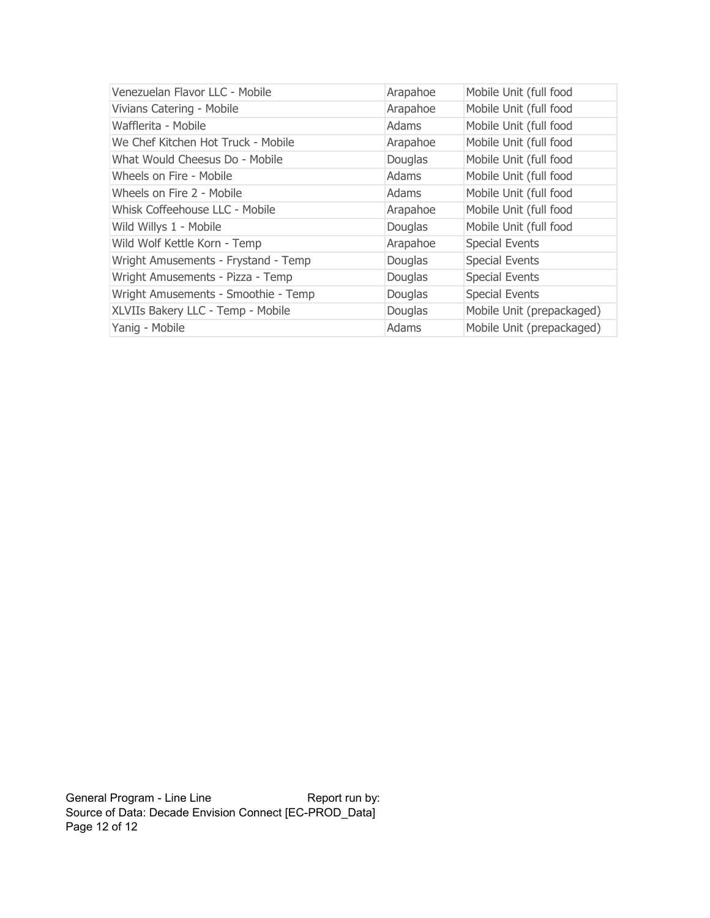| | | |
|---|---|---|
| Venezuelan Flavor LLC - Mobile | Arapahoe | Mobile Unit (full food |
| Vivians Catering - Mobile | Arapahoe | Mobile Unit (full food |
| Wafflerita - Mobile | Adams | Mobile Unit (full food |
| We Chef Kitchen Hot Truck - Mobile | Arapahoe | Mobile Unit (full food |
| What Would Cheesus Do - Mobile | Douglas | Mobile Unit (full food |
| Wheels on Fire - Mobile | Adams | Mobile Unit (full food |
| Wheels on Fire 2 - Mobile | Adams | Mobile Unit (full food |
| Whisk Coffeehouse LLC - Mobile | Arapahoe | Mobile Unit (full food |
| Wild Willys 1 - Mobile | Douglas | Mobile Unit (full food |
| Wild Wolf Kettle Korn - Temp | Arapahoe | Special Events |
| Wright Amusements - Frystand - Temp | Douglas | Special Events |
| Wright Amusements - Pizza - Temp | Douglas | Special Events |
| Wright Amusements - Smoothie - Temp | Douglas | Special Events |
| XLVIIs Bakery LLC - Temp - Mobile | Douglas | Mobile Unit (prepackaged) |
| Yanig - Mobile | Adams | Mobile Unit (prepackaged) |